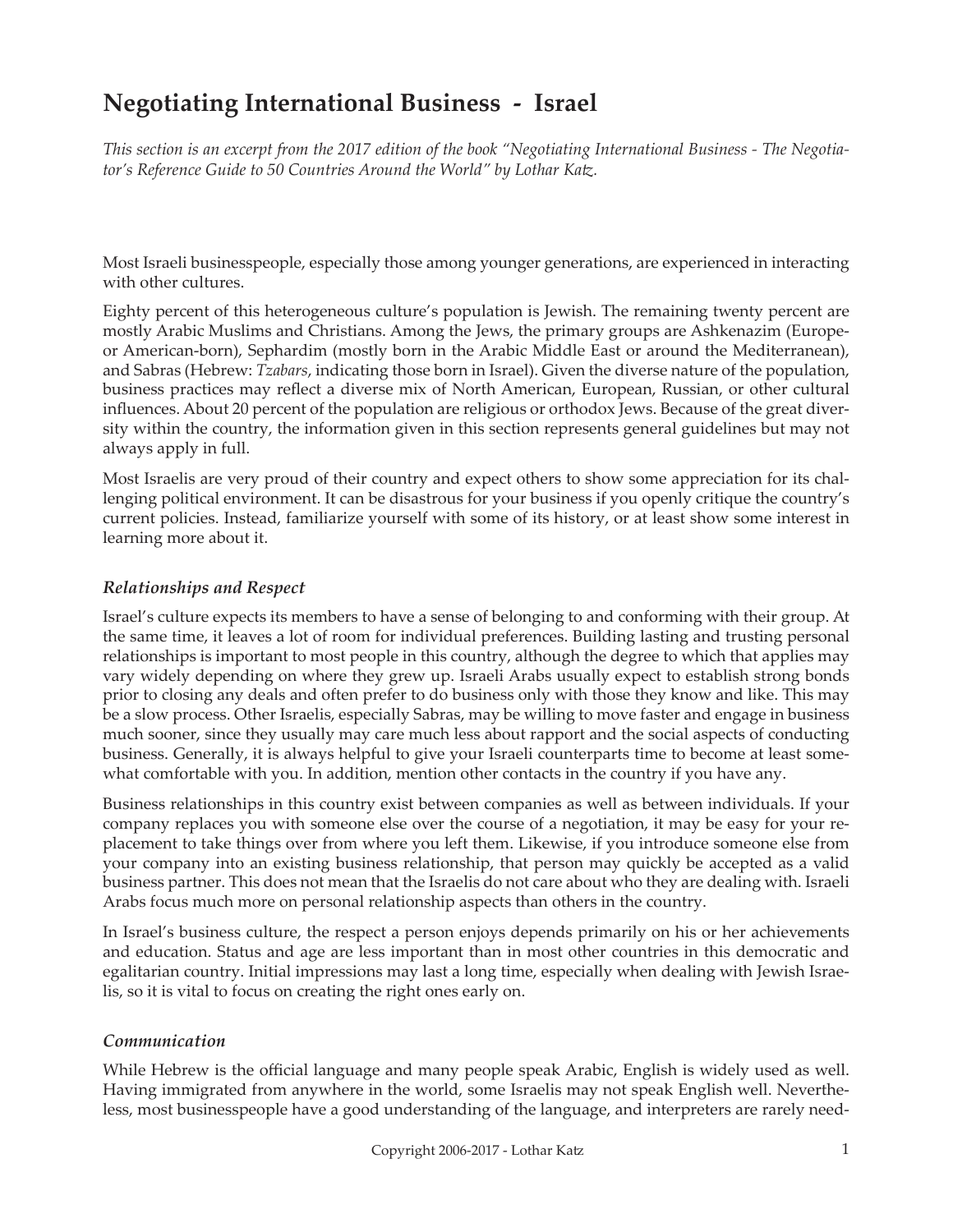# Negotiating International Business - Israel

*This section is an excerpt from the 2017 edition of the book "Negotiating International Business - The Negotiator's Reference Guide to 50 Countries Around the World" by Lothar Katz.*

Most Israeli businesspeople, especially those among younger generations, are experienced in interacting with other cultures.

Eighty percent of this heterogeneous culture's population is Jewish. The remaining twenty percent are mostly Arabic Muslims and Christians. Among the Jews, the primary groups are Ashkenazim (Europe- or American-born), Sephardim (mostly born in the Arabic Middle East or around the Mediterranean), and Sabras (Hebrew: *Tzabars*, indicating those born in Israel). Given the diverse nature of the population, business practices may reflect a diverse mix of North American, European, Russian, or other cultural influences. About 20 percent of the population are religious or orthodox Jews. Because of the great diversity within the country, the information given in this section represents general guidelines but may not always apply in full.

Most Israelis are very proud of their country and expect others to show some appreciation for its challenging political environment. It can be disastrous for your business if you openly critique the country's current policies. Instead, familiarize yourself with some of its history, or at least show some interest in learning more about it.

### *Relationships and Respect*

Israel's culture expects its members to have a sense of belonging to and conforming with their group. At the same time, it leaves a lot of room for individual preferences. Building lasting and trusting personal relationships is important to most people in this country, although the degree to which that applies may vary widely depending on where they grew up. Israeli Arabs usually expect to establish strong bonds prior to closing any deals and often prefer to do business only with those they know and like. This may be a slow process. Other Israelis, especially Sabras, may be willing to move faster and engage in business much sooner, since they usually may care much less about rapport and the social aspects of conducting business. Generally, it is always helpful to give your Israeli counterparts time to become at least somewhat comfortable with you. In addition, mention other contacts in the country if you have any.

Business relationships in this country exist between companies as well as between individuals. If your company replaces you with someone else over the course of a negotiation, it may be easy for your replacement to take things over from where you left them. Likewise, if you introduce someone else from your company into an existing business relationship, that person may quickly be accepted as a valid business partner. This does not mean that the Israelis do not care about who they are dealing with. Israeli Arabs focus much more on personal relationship aspects than others in the country.

In Israel's business culture, the respect a person enjoys depends primarily on his or her achievements and education. Status and age are less important than in most other countries in this democratic and egalitarian country. Initial impressions may last a long time, especially when dealing with Jewish Israelis, so it is vital to focus on creating the right ones early on.

### *Communication*

While Hebrew is the official language and many people speak Arabic, English is widely used as well. Having immigrated from anywhere in the world, some Israelis may not speak English well. Nevertheless, most businesspeople have a good understanding of the language, and interpreters are rarely need-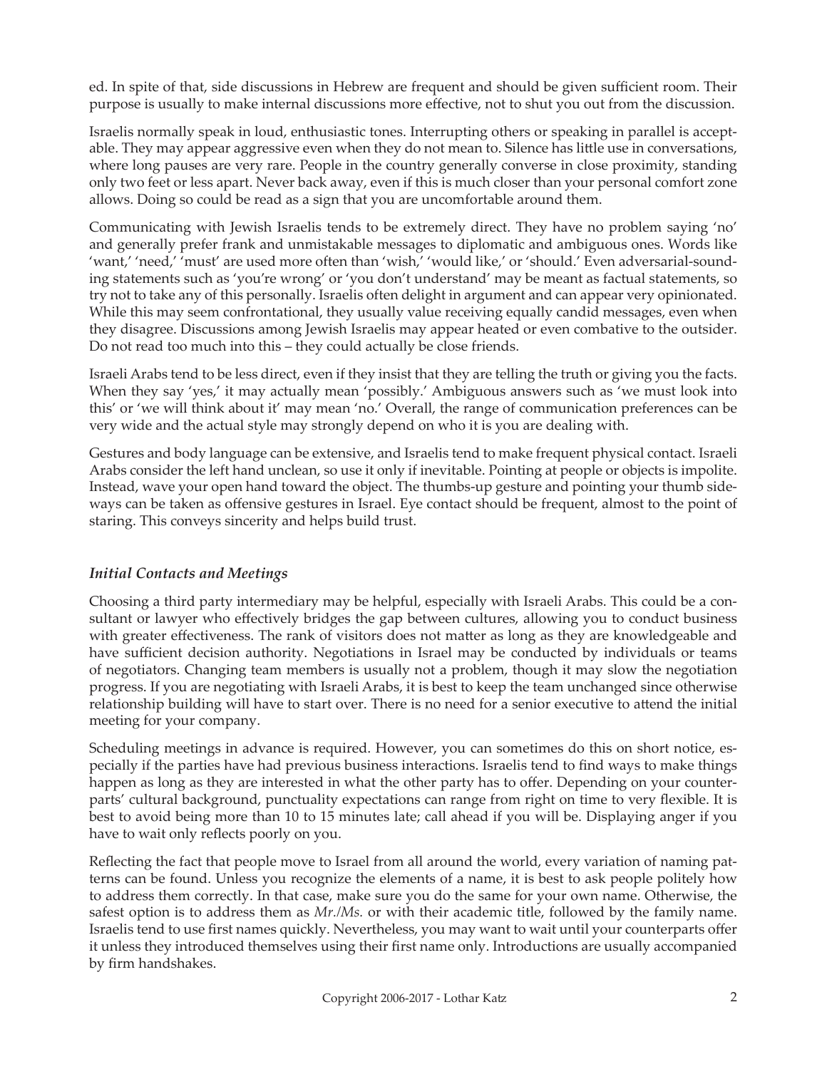ed. In spite of that, side discussions in Hebrew are frequent and should be given sufficient room. Their purpose is usually to make internal discussions more effective, not to shut you out from the discussion.

Israelis normally speak in loud, enthusiastic tones. Interrupting others or speaking in parallel is acceptable. They may appear aggressive even when they do not mean to. Silence has little use in conversations, where long pauses are very rare. People in the country generally converse in close proximity, standing only two feet or less apart. Never back away, even if this is much closer than your personal comfort zone allows. Doing so could be read as a sign that you are uncomfortable around them.

Communicating with Jewish Israelis tends to be extremely direct. They have no problem saying 'no' and generally prefer frank and unmistakable messages to diplomatic and ambiguous ones. Words like 'want,' 'need,' 'must' are used more often than 'wish,' 'would like,' or 'should.' Even adversarial-sounding statements such as 'you're wrong' or 'you don't understand' may be meant as factual statements, so try not to take any of this personally. Israelis often delight in argument and can appear very opinionated. While this may seem confrontational, they usually value receiving equally candid messages, even when they disagree. Discussions among Jewish Israelis may appear heated or even combative to the outsider. Do not read too much into this – they could actually be close friends.

Israeli Arabs tend to be less direct, even if they insist that they are telling the truth or giving you the facts. When they say 'yes,' it may actually mean 'possibly.' Ambiguous answers such as 'we must look into this' or 'we will think about it' may mean 'no.' Overall, the range of communication preferences can be very wide and the actual style may strongly depend on who it is you are dealing with.

Gestures and body language can be extensive, and Israelis tend to make frequent physical contact. Israeli Arabs consider the left hand unclean, so use it only if inevitable. Pointing at people or objects is impolite. Instead, wave your open hand toward the object. The thumbs-up gesture and pointing your thumb sideways can be taken as offensive gestures in Israel. Eye contact should be frequent, almost to the point of staring. This conveys sincerity and helps build trust.

### *Initial Contacts and Meetings*

Choosing a third party intermediary may be helpful, especially with Israeli Arabs. This could be a consultant or lawyer who effectively bridges the gap between cultures, allowing you to conduct business with greater effectiveness. The rank of visitors does not matter as long as they are knowledgeable and have sufficient decision authority. Negotiations in Israel may be conducted by individuals or teams of negotiators. Changing team members is usually not a problem, though it may slow the negotiation progress. If you are negotiating with Israeli Arabs, it is best to keep the team unchanged since otherwise relationship building will have to start over. There is no need for a senior executive to attend the initial meeting for your company.

Scheduling meetings in advance is required. However, you can sometimes do this on short notice, especially if the parties have had previous business interactions. Israelis tend to find ways to make things happen as long as they are interested in what the other party has to offer. Depending on your counterparts' cultural background, punctuality expectations can range from right on time to very flexible. It is best to avoid being more than 10 to 15 minutes late; call ahead if you will be. Displaying anger if you have to wait only reflects poorly on you.

Reflecting the fact that people move to Israel from all around the world, every variation of naming patterns can be found. Unless you recognize the elements of a name, it is best to ask people politely how to address them correctly. In that case, make sure you do the same for your own name. Otherwise, the safest option is to address them as *Mr./Ms.* or with their academic title, followed by the family name. Israelis tend to use first names quickly. Nevertheless, you may want to wait until your counterparts offer it unless they introduced themselves using their first name only. Introductions are usually accompanied by firm handshakes.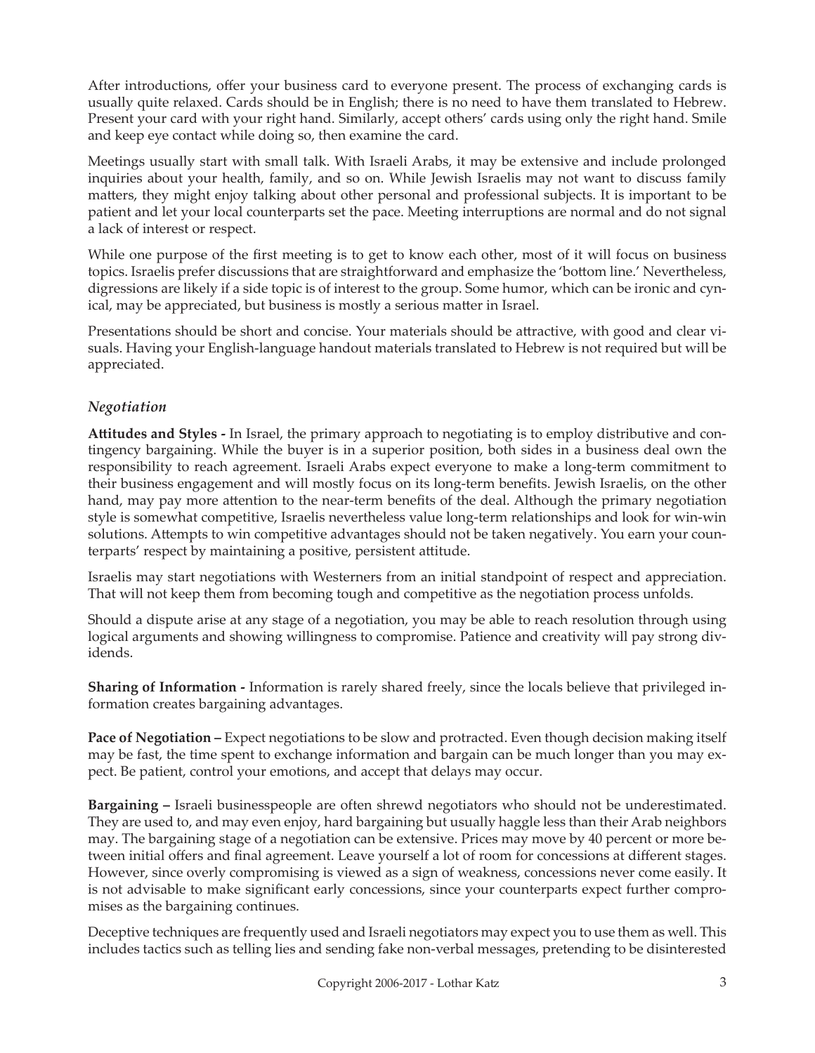After introductions, offer your business card to everyone present. The process of exchanging cards is usually quite relaxed. Cards should be in English; there is no need to have them translated to Hebrew. Present your card with your right hand. Similarly, accept others' cards using only the right hand. Smile and keep eye contact while doing so, then examine the card.

Meetings usually start with small talk. With Israeli Arabs, it may be extensive and include prolonged inquiries about your health, family, and so on. While Jewish Israelis may not want to discuss family matters, they might enjoy talking about other personal and professional subjects. It is important to be patient and let your local counterparts set the pace. Meeting interruptions are normal and do not signal a lack of interest or respect.

While one purpose of the first meeting is to get to know each other, most of it will focus on business topics. Israelis prefer discussions that are straightforward and emphasize the 'bottom line.' Nevertheless, digressions are likely if a side topic is of interest to the group. Some humor, which can be ironic and cynical, may be appreciated, but business is mostly a serious matter in Israel.

Presentations should be short and concise. Your materials should be attractive, with good and clear visuals. Having your English-language handout materials translated to Hebrew is not required but will be appreciated.

### *Negotiation*

**Attitudes and Styles -** In Israel, the primary approach to negotiating is to employ distributive and contingency bargaining. While the buyer is in a superior position, both sides in a business deal own the responsibility to reach agreement. Israeli Arabs expect everyone to make a long-term commitment to their business engagement and will mostly focus on its long-term benefits. Jewish Israelis, on the other hand, may pay more attention to the near-term benefits of the deal. Although the primary negotiation style is somewhat competitive, Israelis nevertheless value long-term relationships and look for win-win solutions. Attempts to win competitive advantages should not be taken negatively. You earn your counterparts' respect by maintaining a positive, persistent attitude.

Israelis may start negotiations with Westerners from an initial standpoint of respect and appreciation. That will not keep them from becoming tough and competitive as the negotiation process unfolds.

Should a dispute arise at any stage of a negotiation, you may be able to reach resolution through using logical arguments and showing willingness to compromise. Patience and creativity will pay strong dividends.

**Sharing of Information -** Information is rarely shared freely, since the locals believe that privileged information creates bargaining advantages.

**Pace of Negotiation –** Expect negotiations to be slow and protracted. Even though decision making itself may be fast, the time spent to exchange information and bargain can be much longer than you may expect. Be patient, control your emotions, and accept that delays may occur.

**Bargaining –** Israeli businesspeople are often shrewd negotiators who should not be underestimated. They are used to, and may even enjoy, hard bargaining but usually haggle less than their Arab neighbors may. The bargaining stage of a negotiation can be extensive. Prices may move by 40 percent or more between initial offers and final agreement. Leave yourself a lot of room for concessions at different stages. However, since overly compromising is viewed as a sign of weakness, concessions never come easily. It is not advisable to make significant early concessions, since your counterparts expect further compromises as the bargaining continues.

Deceptive techniques are frequently used and Israeli negotiators may expect you to use them as well. This includes tactics such as telling lies and sending fake non-verbal messages, pretending to be disinterested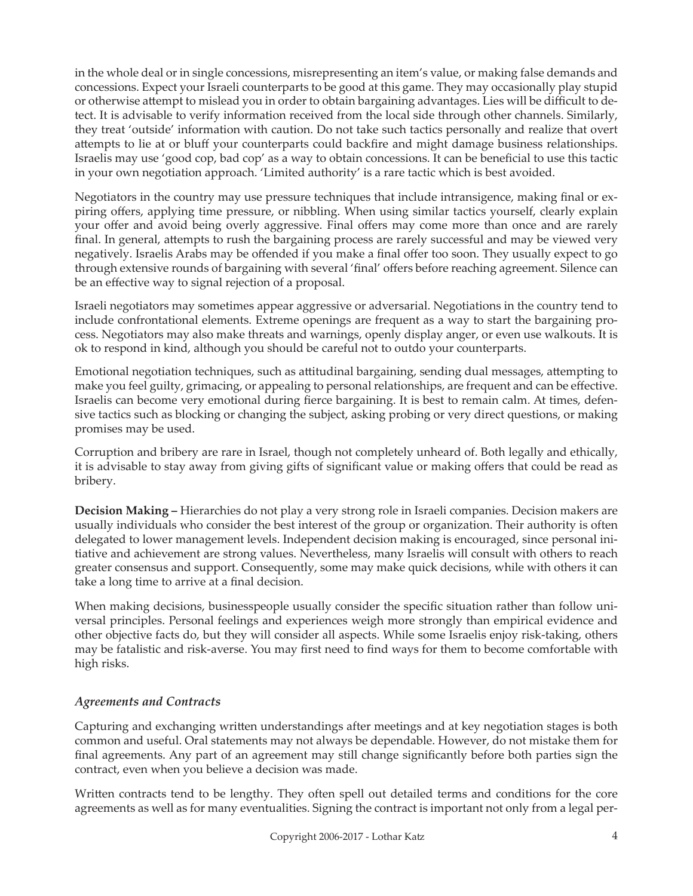in the whole deal or in single concessions, misrepresenting an item's value, or making false demands and concessions. Expect your Israeli counterparts to be good at this game. They may occasionally play stupid or otherwise attempt to mislead you in order to obtain bargaining advantages. Lies will be difficult to detect. It is advisable to verify information received from the local side through other channels. Similarly, they treat 'outside' information with caution. Do not take such tactics personally and realize that overt attempts to lie at or bluff your counterparts could backfire and might damage business relationships. Israelis may use 'good cop, bad cop' as a way to obtain concessions. It can be beneficial to use this tactic in your own negotiation approach. 'Limited authority' is a rare tactic which is best avoided.

Negotiators in the country may use pressure techniques that include intransigence, making final or expiring offers, applying time pressure, or nibbling. When using similar tactics yourself, clearly explain your offer and avoid being overly aggressive. Final offers may come more than once and are rarely final. In general, attempts to rush the bargaining process are rarely successful and may be viewed very negatively. Israelis Arabs may be offended if you make a final offer too soon. They usually expect to go through extensive rounds of bargaining with several 'final' offers before reaching agreement. Silence can be an effective way to signal rejection of a proposal.

Israeli negotiators may sometimes appear aggressive or adversarial. Negotiations in the country tend to include confrontational elements. Extreme openings are frequent as a way to start the bargaining process. Negotiators may also make threats and warnings, openly display anger, or even use walkouts. It is ok to respond in kind, although you should be careful not to outdo your counterparts.

Emotional negotiation techniques, such as attitudinal bargaining, sending dual messages, attempting to make you feel guilty, grimacing, or appealing to personal relationships, are frequent and can be effective. Israelis can become very emotional during fierce bargaining. It is best to remain calm. At times, defensive tactics such as blocking or changing the subject, asking probing or very direct questions, or making promises may be used.

Corruption and bribery are rare in Israel, though not completely unheard of. Both legally and ethically, it is advisable to stay away from giving gifts of significant value or making offers that could be read as bribery.

**Decision Making –** Hierarchies do not play a very strong role in Israeli companies. Decision makers are usually individuals who consider the best interest of the group or organization. Their authority is often delegated to lower management levels. Independent decision making is encouraged, since personal initiative and achievement are strong values. Nevertheless, many Israelis will consult with others to reach greater consensus and support. Consequently, some may make quick decisions, while with others it can take a long time to arrive at a final decision.

When making decisions, businesspeople usually consider the specific situation rather than follow universal principles. Personal feelings and experiences weigh more strongly than empirical evidence and other objective facts do, but they will consider all aspects. While some Israelis enjoy risk-taking, others may be fatalistic and risk-averse. You may first need to find ways for them to become comfortable with high risks.

### *Agreements and Contracts*

Capturing and exchanging written understandings after meetings and at key negotiation stages is both common and useful. Oral statements may not always be dependable. However, do not mistake them for final agreements. Any part of an agreement may still change significantly before both parties sign the contract, even when you believe a decision was made.

Written contracts tend to be lengthy. They often spell out detailed terms and conditions for the core agreements as well as for many eventualities. Signing the contract is important not only from a legal per-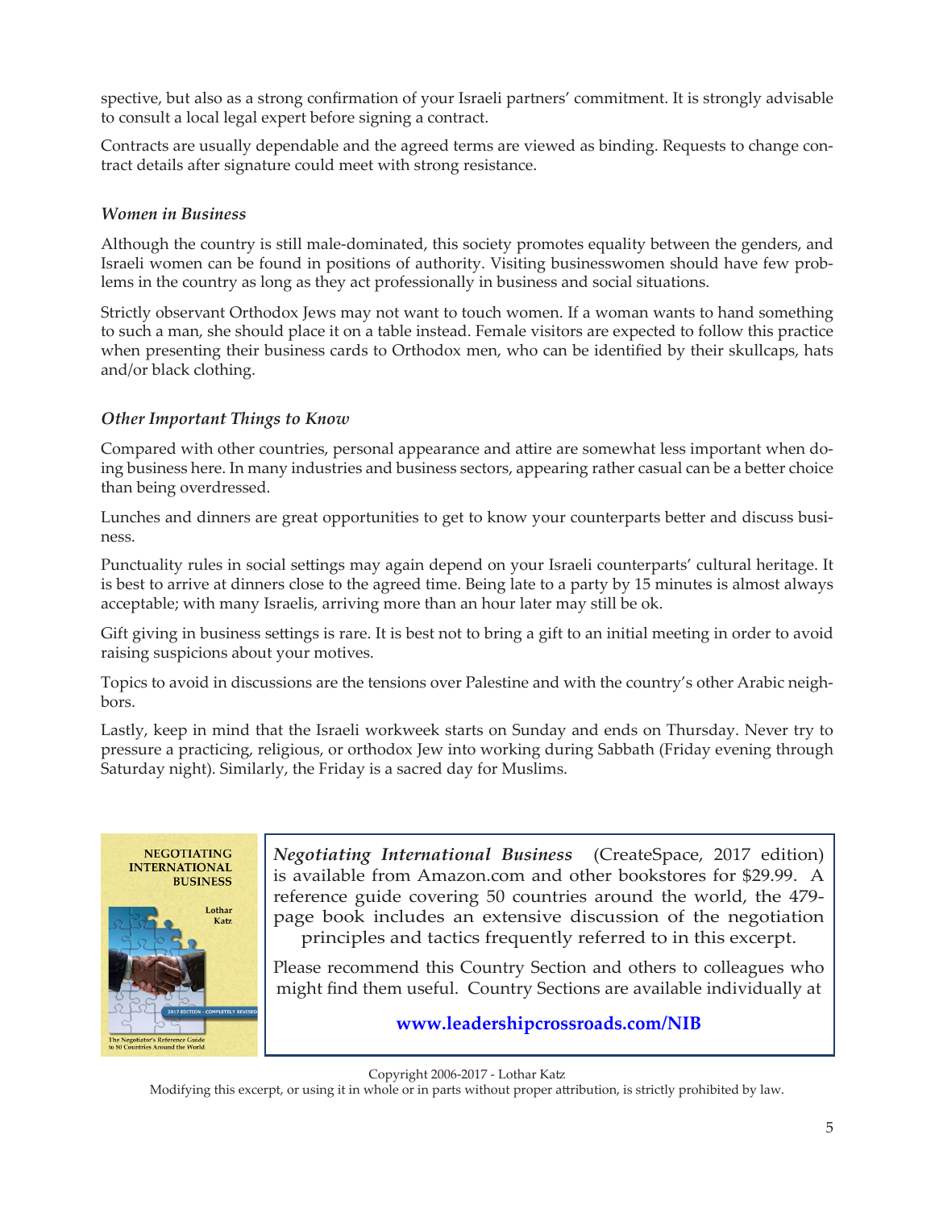spective, but also as a strong confirmation of your Israeli partners' commitment. It is strongly advisable to consult a local legal expert before signing a contract.

Contracts are usually dependable and the agreed terms are viewed as binding. Requests to change contract details after signature could meet with strong resistance.

### *Women in Business*

Although the country is still male-dominated, this society promotes equality between the genders, and Israeli women can be found in positions of authority. Visiting businesswomen should have few problems in the country as long as they act professionally in business and social situations.

Strictly observant Orthodox Jews may not want to touch women. If a woman wants to hand something to such a man, she should place it on a table instead. Female visitors are expected to follow this practice when presenting their business cards to Orthodox men, who can be identified by their skullcaps, hats and/or black clothing.

### *Other Important Things to Know*

Compared with other countries, personal appearance and attire are somewhat less important when doing business here. In many industries and business sectors, appearing rather casual can be a better choice than being overdressed.

Lunches and dinners are great opportunities to get to know your counterparts better and discuss business.

Punctuality rules in social settings may again depend on your Israeli counterparts' cultural heritage. It is best to arrive at dinners close to the agreed time. Being late to a party by 15 minutes is almost always acceptable; with many Israelis, arriving more than an hour later may still be ok.

Gift giving in business settings is rare. It is best not to bring a gift to an initial meeting in order to avoid raising suspicions about your motives.

Topics to avoid in discussions are the tensions over Palestine and with the country's other Arabic neighbors.

Lastly, keep in mind that the Israeli workweek starts on Sunday and ends on Thursday. Never try to pressure a practicing, religious, or orthodox Jew into working during Sabbath (Friday evening through Saturday night). Similarly, the Friday is a sacred day for Muslims.

NEGOTIATING INTERNATIONAL BUSINESS
Lothar Katz
2017 EDITION - COMPLETELY REVISED
The Negotiator's Reference Guide to 50 Countries Around the World

*Negotiating International Business* (CreateSpace, 2017 edition) is available from Amazon.com and other bookstores for $29.99. A reference guide covering 50 countries around the world, the 479-page book includes an extensive discussion of the negotiation principles and tactics frequently referred to in this excerpt.

Please recommend this Country Section and others to colleagues who might find them useful. Country Sections are available individually at

**www.leadershipcrossroads.com/NIB**

Copyright 2006-2017 - Lothar Katz
Modifying this excerpt, or using it in whole or in parts without proper attribution, is strictly prohibited by law.